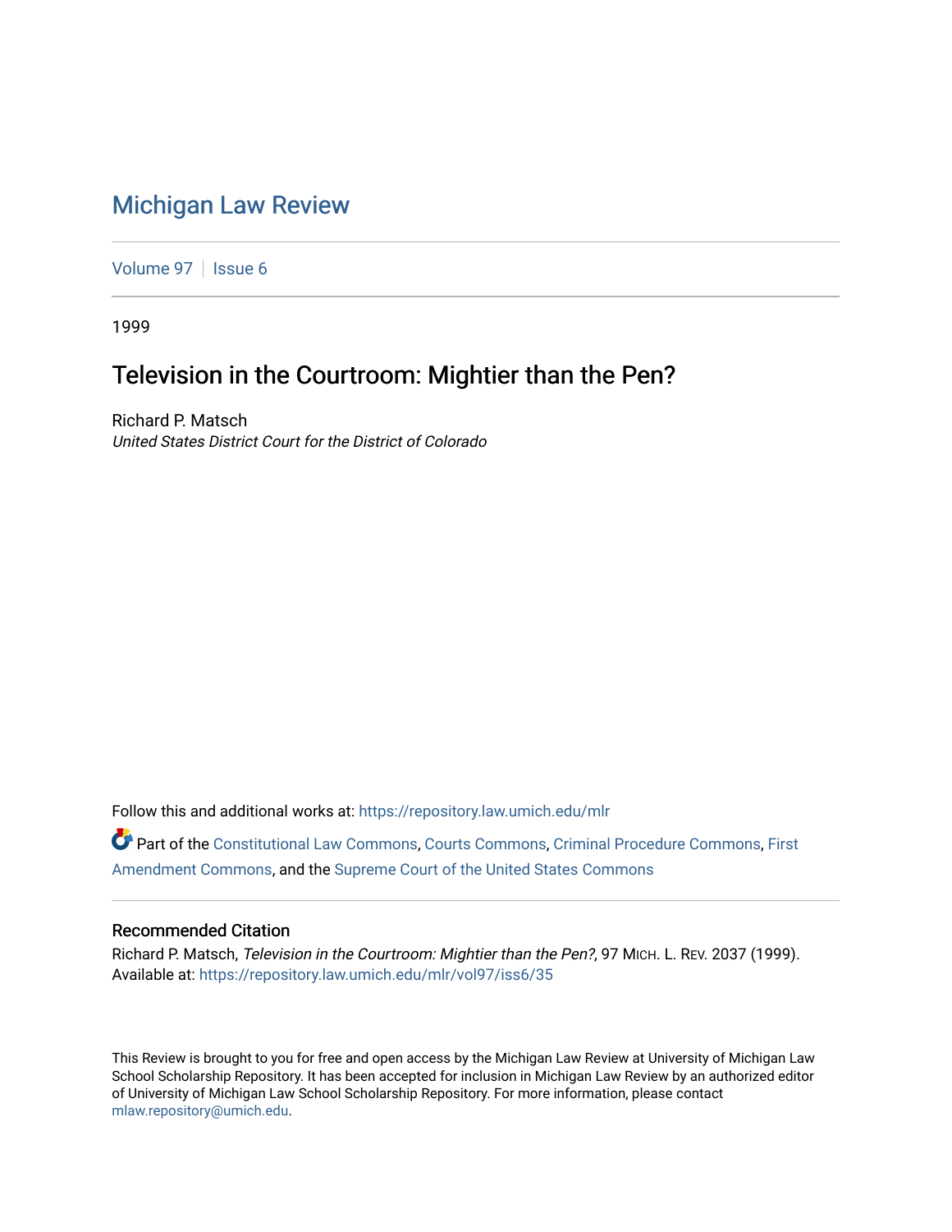# Michigan Law Review

Volume 97 | Issue 6

1999

## Television in the Courtroom: Mightier than the Pen?

Richard P. Matsch
*United States District Court for the District of Colorado*

Follow this and additional works at: https://repository.law.umich.edu/mlr

Part of the Constitutional Law Commons, Courts Commons, Criminal Procedure Commons, First Amendment Commons, and the Supreme Court of the United States Commons

### Recommended Citation

Richard P. Matsch, *Television in the Courtroom: Mightier than the Pen?*, 97 MICH. L. REV. 2037 (1999).
Available at: https://repository.law.umich.edu/mlr/vol97/iss6/35

This Review is brought to you for free and open access by the Michigan Law Review at University of Michigan Law School Scholarship Repository. It has been accepted for inclusion in Michigan Law Review by an authorized editor of University of Michigan Law School Scholarship Repository. For more information, please contact mlaw.repository@umich.edu.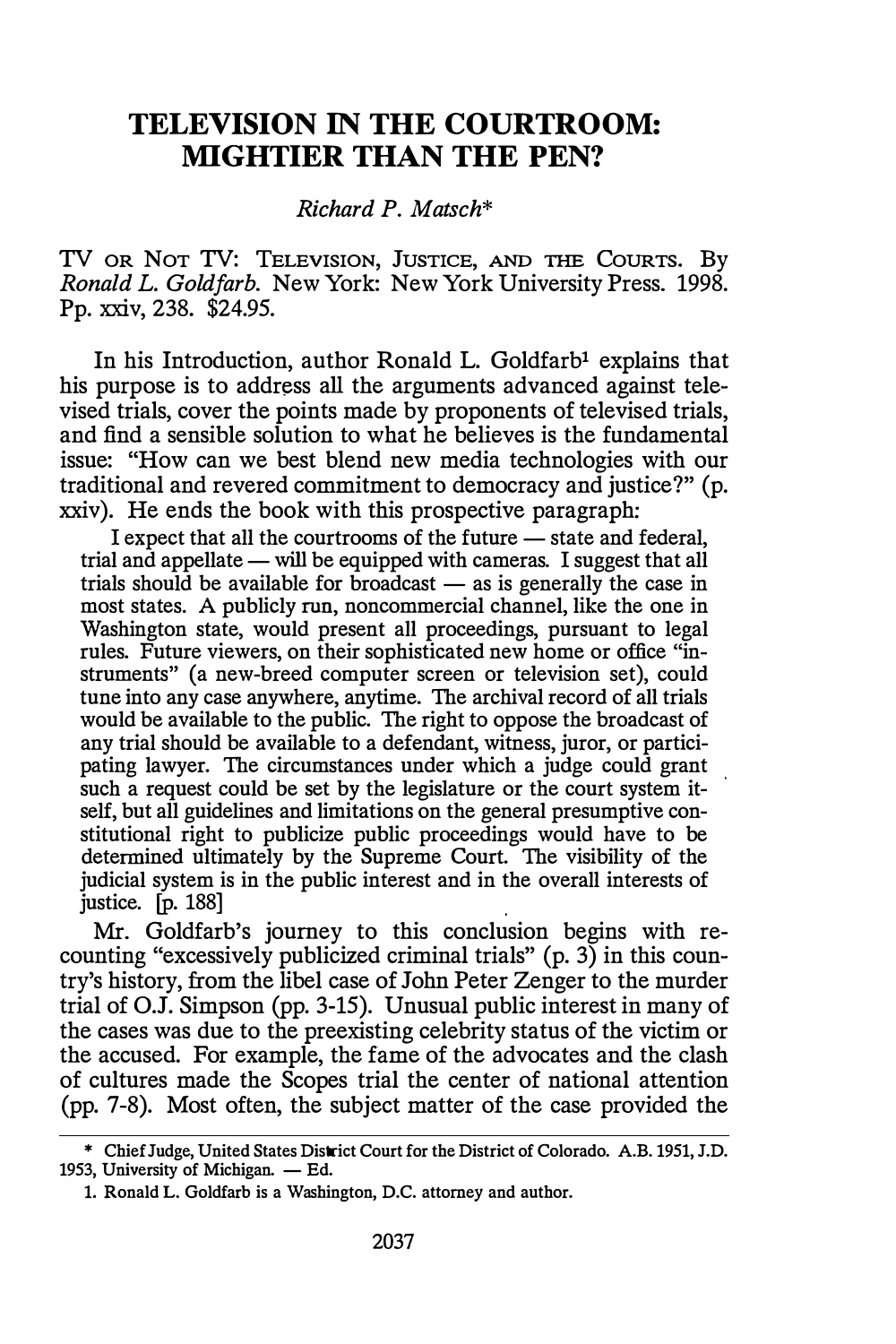# TELEVISION IN THE COURTROOM: MIGHTIER THAN THE PEN?

*Richard P. Matsch**

TV OR NOT TV: TELEVISION, JUSTICE, AND THE COURTS. By *Ronald L. Goldfarb*. New York: New York University Press. 1998. Pp. xxiv, 238. $24.95.

In his Introduction, author Ronald L. Goldfarb[1] explains that his purpose is to address all the arguments advanced against televised trials, cover the points made by proponents of televised trials, and find a sensible solution to what he believes is the fundamental issue: "How can we best blend new media technologies with our traditional and revered commitment to democracy and justice?" (p. xxiv). He ends the book with this prospective paragraph:

> I expect that all the courtrooms of the future — state and federal, trial and appellate — will be equipped with cameras. I suggest that all trials should be available for broadcast — as is generally the case in most states. A publicly run, noncommercial channel, like the one in Washington state, would present all proceedings, pursuant to legal rules. Future viewers, on their sophisticated new home or office "instruments" (a new-breed computer screen or television set), could tune into any case anywhere, anytime. The archival record of all trials would be available to the public. The right to oppose the broadcast of any trial should be available to a defendant, witness, juror, or participating lawyer. The circumstances under which a judge could grant such a request could be set by the legislature or the court system itself, but all guidelines and limitations on the general presumptive constitutional right to publicize public proceedings would have to be determined ultimately by the Supreme Court. The visibility of the judicial system is in the public interest and in the overall interests of justice. [p. 188]

Mr. Goldfarb's journey to this conclusion begins with recounting "excessively publicized criminal trials" (p. 3) in this country's history, from the libel case of John Peter Zenger to the murder trial of O.J. Simpson (pp. 3-15). Unusual public interest in many of the cases was due to the preexisting celebrity status of the victim or the accused. For example, the fame of the advocates and the clash of cultures made the Scopes trial the center of national attention (pp. 7-8). Most often, the subject matter of the case provided the

---

\* Chief Judge, United States District Court for the District of Colorado. A.B. 1951, J.D. 1953, University of Michigan. — Ed.

1. Ronald L. Goldfarb is a Washington, D.C. attorney and author.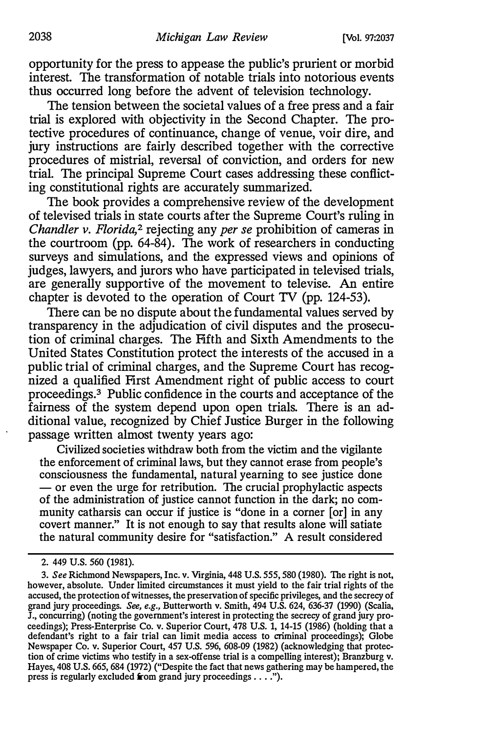opportunity for the press to appease the public's prurient or morbid interest. The transformation of notable trials into notorious events thus occurred long before the advent of television technology.

The tension between the societal values of a free press and a fair trial is explored with objectivity in the Second Chapter. The protective procedures of continuance, change of venue, voir dire, and jury instructions are fairly described together with the corrective procedures of mistrial, reversal of conviction, and orders for new trial. The principal Supreme Court cases addressing these conflicting constitutional rights are accurately summarized.

The book provides a comprehensive review of the development of televised trials in state courts after the Supreme Court's ruling in *Chandler v. Florida*,[2] rejecting any *per se* prohibition of cameras in the courtroom (pp. 64-84). The work of researchers in conducting surveys and simulations, and the expressed views and opinions of judges, lawyers, and jurors who have participated in televised trials, are generally supportive of the movement to televise. An entire chapter is devoted to the operation of Court TV (pp. 124-53).

There can be no dispute about the fundamental values served by transparency in the adjudication of civil disputes and the prosecution of criminal charges. The Fifth and Sixth Amendments to the United States Constitution protect the interests of the accused in a public trial of criminal charges, and the Supreme Court has recognized a qualified First Amendment right of public access to court proceedings.[3] Public confidence in the courts and acceptance of the fairness of the system depend upon open trials. There is an additional value, recognized by Chief Justice Burger in the following passage written almost twenty years ago:

> Civilized societies withdraw both from the victim and the vigilante the enforcement of criminal laws, but they cannot erase from people's consciousness the fundamental, natural yearning to see justice done — or even the urge for retribution. The crucial prophylactic aspects of the administration of justice cannot function in the dark; no community catharsis can occur if justice is "done in a corner [or] in any covert manner." It is not enough to say that results alone will satiate the natural community desire for "satisfaction." A result considered

---

2. 449 U.S. 560 (1981).

3. *See* Richmond Newspapers, Inc. v. Virginia, 448 U.S. 555, 580 (1980). The right is not, however, absolute. Under limited circumstances it must yield to the fair trial rights of the accused, the protection of witnesses, the preservation of specific privileges, and the secrecy of grand jury proceedings. *See, e.g.*, Butterworth v. Smith, 494 U.S. 624, 636-37 (1990) (Scalia, J., concurring) (noting the government's interest in protecting the secrecy of grand jury proceedings); Press-Enterprise Co. v. Superior Court, 478 U.S. 1, 14-15 (1986) (holding that a defendant's right to a fair trial can limit media access to criminal proceedings); Globe Newspaper Co. v. Superior Court, 457 U.S. 596, 608-09 (1982) (acknowledging that protection of crime victims who testify in a sex-offense trial is a compelling interest); Branzburg v. Hayes, 408 U.S. 665, 684 (1972) ("Despite the fact that news gathering may be hampered, the press is regularly excluded from grand jury proceedings . . . .").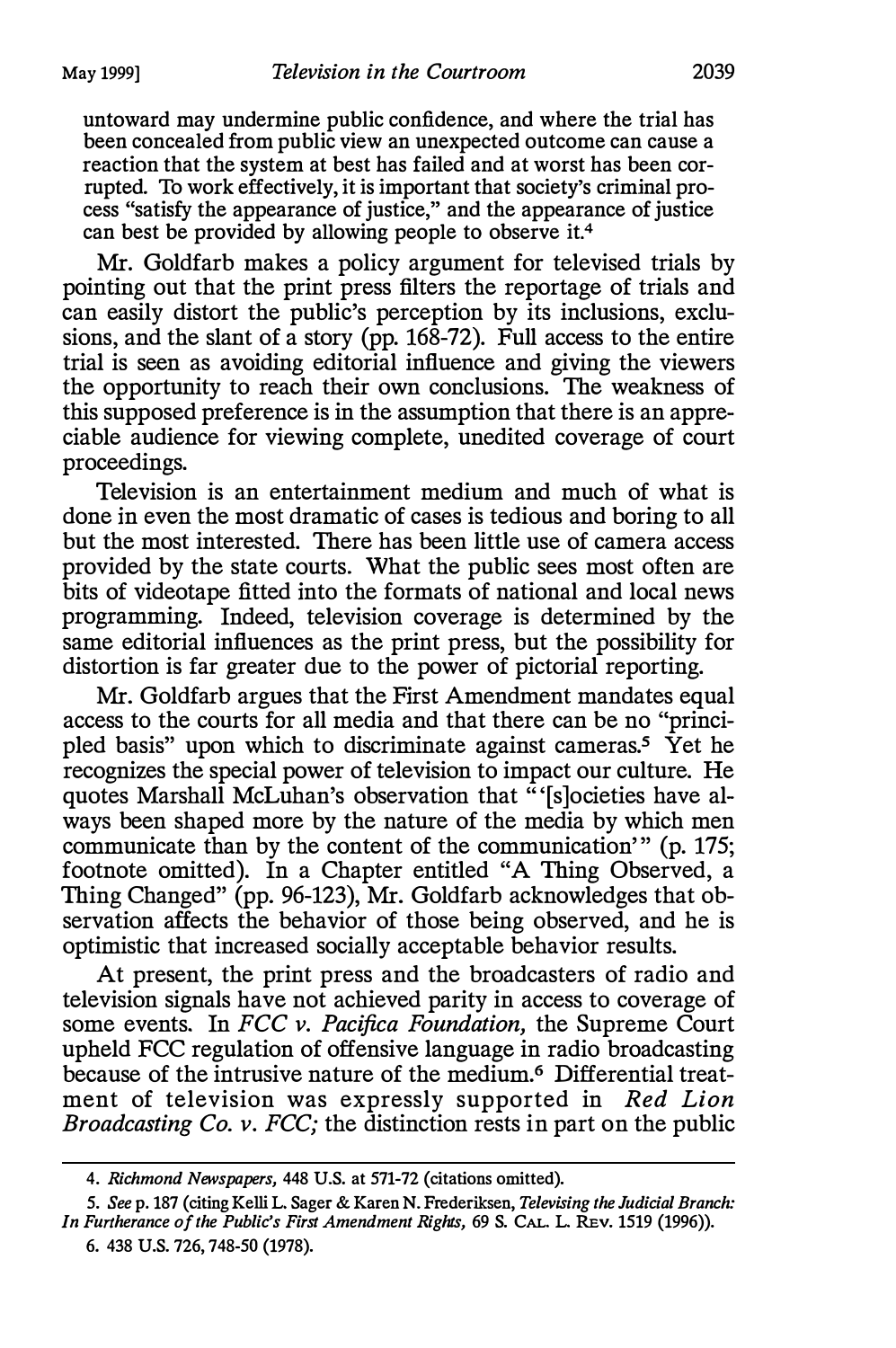untoward may undermine public confidence, and where the trial has been concealed from public view an unexpected outcome can cause a reaction that the system at best has failed and at worst has been corrupted. To work effectively, it is important that society's criminal process "satisfy the appearance of justice," and the appearance of justice can best be provided by allowing people to observe it.[4]

Mr. Goldfarb makes a policy argument for televised trials by pointing out that the print press filters the reportage of trials and can easily distort the public's perception by its inclusions, exclusions, and the slant of a story (pp. 168-72). Full access to the entire trial is seen as avoiding editorial influence and giving the viewers the opportunity to reach their own conclusions. The weakness of this supposed preference is in the assumption that there is an appreciable audience for viewing complete, unedited coverage of court proceedings.

Television is an entertainment medium and much of what is done in even the most dramatic of cases is tedious and boring to all but the most interested. There has been little use of camera access provided by the state courts. What the public sees most often are bits of videotape fitted into the formats of national and local news programming. Indeed, television coverage is determined by the same editorial influences as the print press, but the possibility for distortion is far greater due to the power of pictorial reporting.

Mr. Goldfarb argues that the First Amendment mandates equal access to the courts for all media and that there can be no "principled basis" upon which to discriminate against cameras.[5] Yet he recognizes the special power of television to impact our culture. He quotes Marshall McLuhan's observation that "'[s]ocieties have always been shaped more by the nature of the media by which men communicate than by the content of the communication'" (p. 175; footnote omitted). In a Chapter entitled "A Thing Observed, a Thing Changed" (pp. 96-123), Mr. Goldfarb acknowledges that observation affects the behavior of those being observed, and he is optimistic that increased socially acceptable behavior results.

At present, the print press and the broadcasters of radio and television signals have not achieved parity in access to coverage of some events. In *FCC v. Pacifica Foundation,* the Supreme Court upheld FCC regulation of offensive language in radio broadcasting because of the intrusive nature of the medium.[6] Differential treatment of television was expressly supported in *Red Lion Broadcasting Co. v. FCC;* the distinction rests in part on the public

---

4. *Richmond Newspapers,* 448 U.S. at 571-72 (citations omitted).

5. *See* p. 187 (citing Kelli L. Sager & Karen N. Frederiksen, *Televising the Judicial Branch: In Furtherance of the Public's First Amendment Rights,* 69 S. CAL. L. REV. 1519 (1996)).

6. 438 U.S. 726, 748-50 (1978).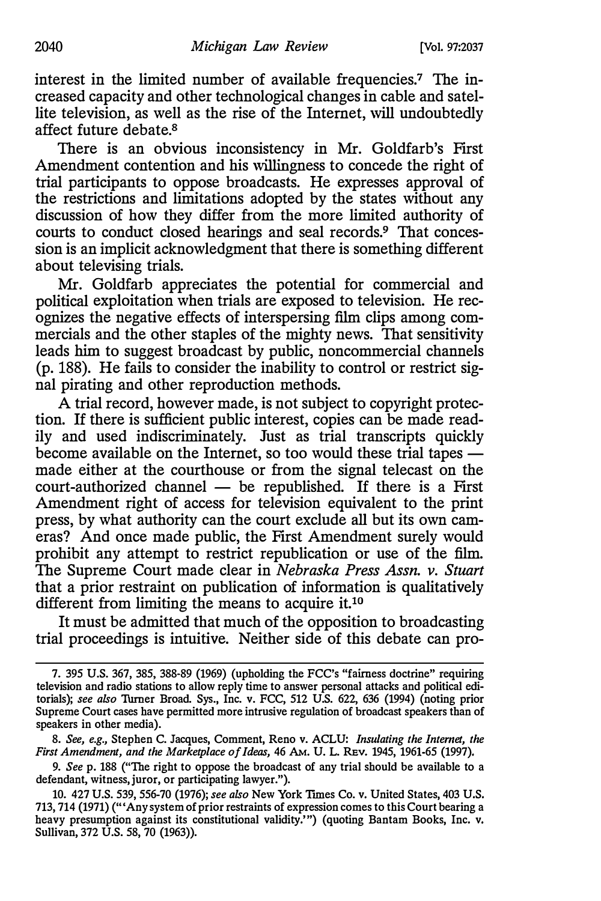interest in the limited number of available frequencies.[7] The increased capacity and other technological changes in cable and satellite television, as well as the rise of the Internet, will undoubtedly affect future debate.[8]

There is an obvious inconsistency in Mr. Goldfarb's First Amendment contention and his willingness to concede the right of trial participants to oppose broadcasts. He expresses approval of the restrictions and limitations adopted by the states without any discussion of how they differ from the more limited authority of courts to conduct closed hearings and seal records.[9] That concession is an implicit acknowledgment that there is something different about televising trials.

Mr. Goldfarb appreciates the potential for commercial and political exploitation when trials are exposed to television. He recognizes the negative effects of interspersing film clips among commercials and the other staples of the mighty news. That sensitivity leads him to suggest broadcast by public, noncommercial channels (p. 188). He fails to consider the inability to control or restrict signal pirating and other reproduction methods.

A trial record, however made, is not subject to copyright protection. If there is sufficient public interest, copies can be made readily and used indiscriminately. Just as trial transcripts quickly become available on the Internet, so too would these trial tapes — made either at the courthouse or from the signal telecast on the court-authorized channel — be republished. If there is a First Amendment right of access for television equivalent to the print press, by what authority can the court exclude all but its own cameras? And once made public, the First Amendment surely would prohibit any attempt to restrict republication or use of the film. The Supreme Court made clear in *Nebraska Press Assn. v. Stuart* that a prior restraint on publication of information is qualitatively different from limiting the means to acquire it.[10]

It must be admitted that much of the opposition to broadcasting trial proceedings is intuitive. Neither side of this debate can pro-

7. 395 U.S. 367, 385, 388-89 (1969) (upholding the FCC's "fairness doctrine" requiring television and radio stations to allow reply time to answer personal attacks and political editorials); *see also* Turner Broad. Sys., Inc. v. FCC, 512 U.S. 622, 636 (1994) (noting prior Supreme Court cases have permitted more intrusive regulation of broadcast speakers than of speakers in other media).

8. *See, e.g.*, Stephen C. Jacques, Comment, Reno v. ACLU: *Insulating the Internet, the First Amendment, and the Marketplace of Ideas*, 46 AM. U. L. REV. 1945, 1961-65 (1997).

9. *See* p. 188 ("The right to oppose the broadcast of any trial should be available to a defendant, witness, juror, or participating lawyer.").

10. 427 U.S. 539, 556-70 (1976); *see also* New York Times Co. v. United States, 403 U.S. 713, 714 (1971) ("'Any system of prior restraints of expression comes to this Court bearing a heavy presumption against its constitutional validity.'") (quoting Bantam Books, Inc. v. Sullivan, 372 U.S. 58, 70 (1963)).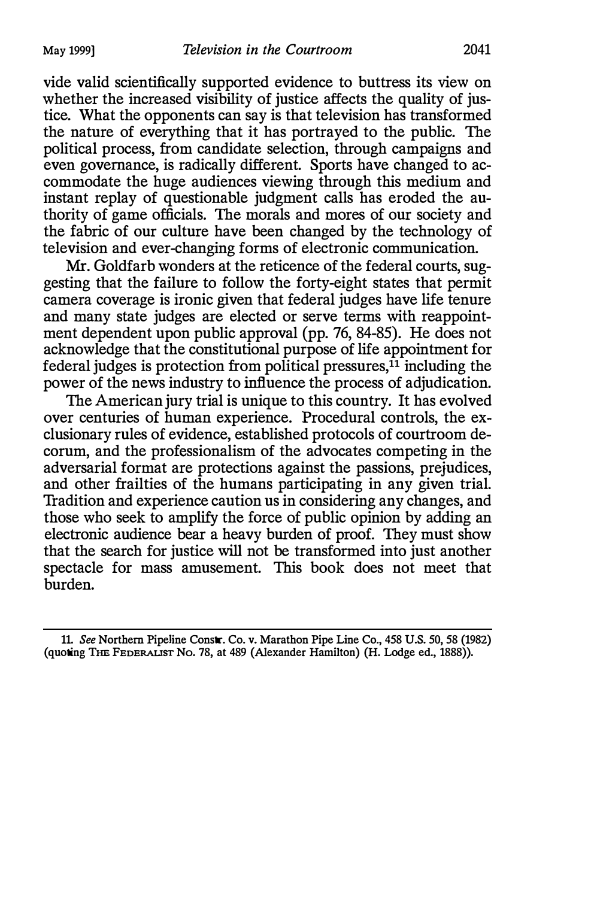vide valid scientifically supported evidence to buttress its view on whether the increased visibility of justice affects the quality of justice. What the opponents can say is that television has transformed the nature of everything that it has portrayed to the public. The political process, from candidate selection, through campaigns and even governance, is radically different. Sports have changed to accommodate the huge audiences viewing through this medium and instant replay of questionable judgment calls has eroded the authority of game officials. The morals and mores of our society and the fabric of our culture have been changed by the technology of television and ever-changing forms of electronic communication.

Mr. Goldfarb wonders at the reticence of the federal courts, suggesting that the failure to follow the forty-eight states that permit camera coverage is ironic given that federal judges have life tenure and many state judges are elected or serve terms with reappointment dependent upon public approval (pp. 76, 84-85). He does not acknowledge that the constitutional purpose of life appointment for federal judges is protection from political pressures,[11] including the power of the news industry to influence the process of adjudication.

The American jury trial is unique to this country. It has evolved over centuries of human experience. Procedural controls, the exclusionary rules of evidence, established protocols of courtroom decorum, and the professionalism of the advocates competing in the adversarial format are protections against the passions, prejudices, and other frailties of the humans participating in any given trial. Tradition and experience caution us in considering any changes, and those who seek to amplify the force of public opinion by adding an electronic audience bear a heavy burden of proof. They must show that the search for justice will not be transformed into just another spectacle for mass amusement. This book does not meet that burden.

---

11. *See* Northern Pipeline Constr. Co. v. Marathon Pipe Line Co., 458 U.S. 50, 58 (1982) (quoting THE FEDERALIST No. 78, at 489 (Alexander Hamilton) (H. Lodge ed., 1888)).